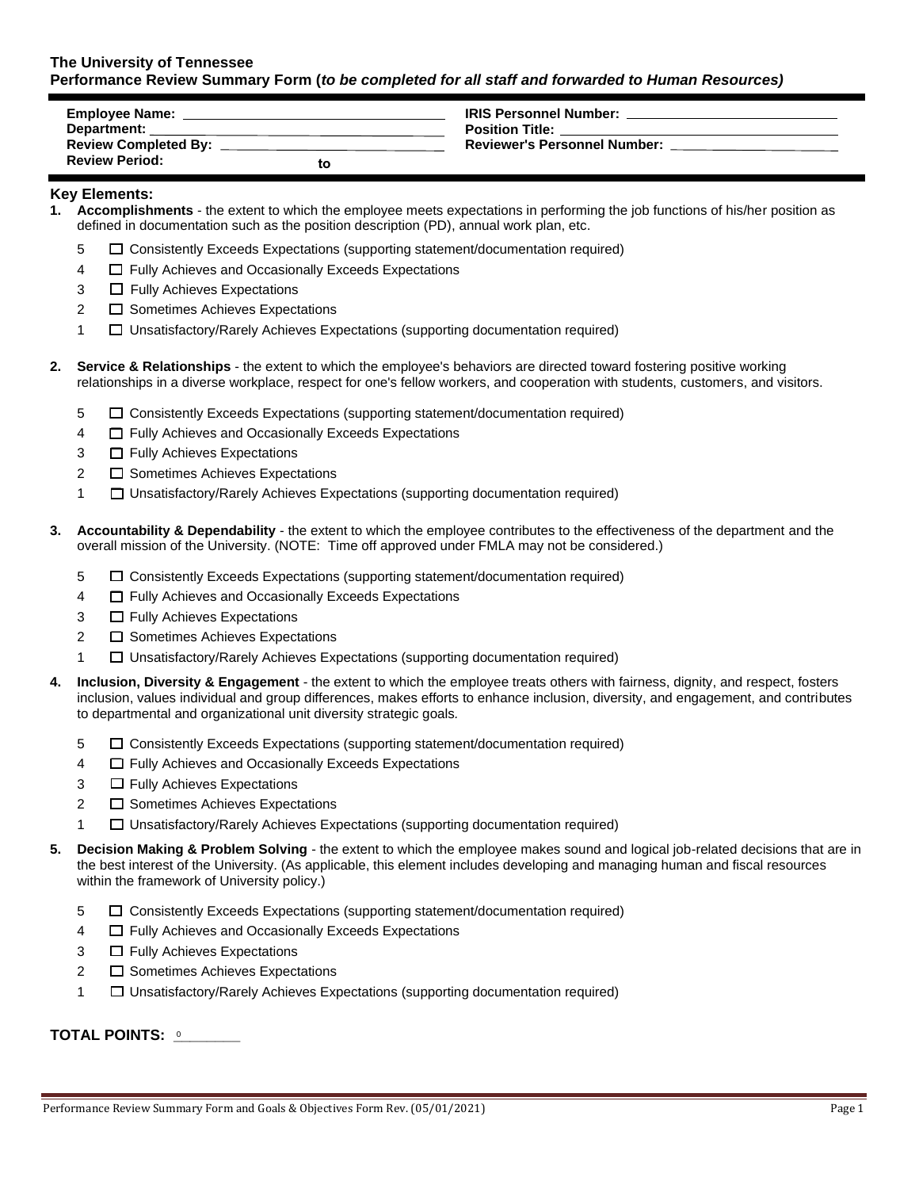**The University of Tennessee**
**Performance Review Summary Form (*to be completed for all staff and forwarded to Human Resources)***

**Employee Name:** ____________________ **IRIS Personnel Number:** ____________________
**Department:** ____________________ **Position Title:** ____________________
**Review Completed By:** ____________________ **Reviewer's Personnel Number:** ____________________
**Review Period:** ____________ **to** ____________

## Key Elements:

1. **Accomplishments** - the extent to which the employee meets expectations in performing the job functions of his/her position as defined in documentation such as the position description (PD), annual work plan, etc.

   5 ☐ Consistently Exceeds Expectations (supporting statement/documentation required)
   4 ☐ Fully Achieves and Occasionally Exceeds Expectations
   3 ☐ Fully Achieves Expectations
   2 ☐ Sometimes Achieves Expectations
   1 ☐ Unsatisfactory/Rarely Achieves Expectations (supporting documentation required)

2. **Service & Relationships** - the extent to which the employee's behaviors are directed toward fostering positive working relationships in a diverse workplace, respect for one's fellow workers, and cooperation with students, customers, and visitors.

   5 ☐ Consistently Exceeds Expectations (supporting statement/documentation required)
   4 ☐ Fully Achieves and Occasionally Exceeds Expectations
   3 ☐ Fully Achieves Expectations
   2 ☐ Sometimes Achieves Expectations
   1 ☐ Unsatisfactory/Rarely Achieves Expectations (supporting documentation required)

3. **Accountability & Dependability** - the extent to which the employee contributes to the effectiveness of the department and the overall mission of the University. (NOTE: Time off approved under FMLA may not be considered.)

   5 ☐ Consistently Exceeds Expectations (supporting statement/documentation required)
   4 ☐ Fully Achieves and Occasionally Exceeds Expectations
   3 ☐ Fully Achieves Expectations
   2 ☐ Sometimes Achieves Expectations
   1 ☐ Unsatisfactory/Rarely Achieves Expectations (supporting documentation required)

4. **Inclusion, Diversity & Engagement** - the extent to which the employee treats others with fairness, dignity, and respect, fosters inclusion, values individual and group differences, makes efforts to enhance inclusion, diversity, and engagement, and contributes to departmental and organizational unit diversity strategic goals.

   5 ☐ Consistently Exceeds Expectations (supporting statement/documentation required)
   4 ☐ Fully Achieves and Occasionally Exceeds Expectations
   3 ☐ Fully Achieves Expectations
   2 ☐ Sometimes Achieves Expectations
   1 ☐ Unsatisfactory/Rarely Achieves Expectations (supporting documentation required)

5. **Decision Making & Problem Solving** - the extent to which the employee makes sound and logical job-related decisions that are in the best interest of the University. (As applicable, this element includes developing and managing human and fiscal resources within the framework of University policy.)

   5 ☐ Consistently Exceeds Expectations (supporting statement/documentation required)
   4 ☐ Fully Achieves and Occasionally Exceeds Expectations
   3 ☐ Fully Achieves Expectations
   2 ☐ Sometimes Achieves Expectations
   1 ☐ Unsatisfactory/Rarely Achieves Expectations (supporting documentation required)

**TOTAL POINTS:** 0________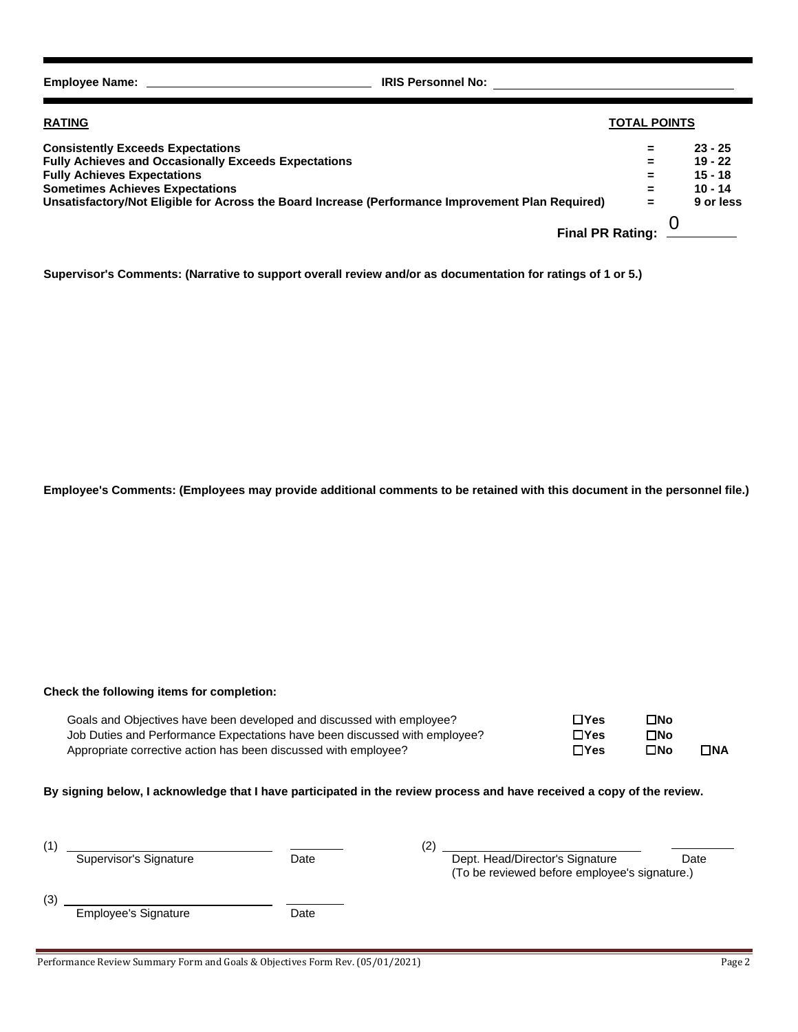**Employee Name:** ________________________ **IRIS Personnel No:** ________________________

| **RATING** | | **TOTAL POINTS** |
|---|---|---|
| **Consistently Exceeds Expectations** | **=** | **23 - 25** |
| **Fully Achieves and Occasionally Exceeds Expectations** | **=** | **19 - 22** |
| **Fully Achieves Expectations** | **=** | **15 - 18** |
| **Sometimes Achieves Expectations** | **=** | **10 - 14** |
| **Unsatisfactory/Not Eligible for Across the Board Increase (Performance Improvement Plan Required)** | **=** | **9 or less** |

**Final PR Rating:** 0

**Supervisor's Comments: (Narrative to support overall review and/or as documentation for ratings of 1 or 5.)**

**Employee's Comments: (Employees may provide additional comments to be retained with this document in the personnel file.)**

**Check the following items for completion:**

| | | | |
|---|---|---|---|
| Goals and Objectives have been developed and discussed with employee? | ☐**Yes** | ☐**No** | |
| Job Duties and Performance Expectations have been discussed with employee? | ☐**Yes** | ☐**No** | |
| Appropriate corrective action has been discussed with employee? | ☐**Yes** | ☐**No** | ☐**NA** |

**By signing below, I acknowledge that I have participated in the review process and have received a copy of the review.**

(1) ________________________ ________
Supervisor's Signature Date

(2) ________________________ ________
Dept. Head/Director's Signature Date
(To be reviewed before employee's signature.)

(3) ________________________ ________
Employee's Signature Date

Performance Review Summary Form and Goals & Objectives Form Rev. (05/01/2021)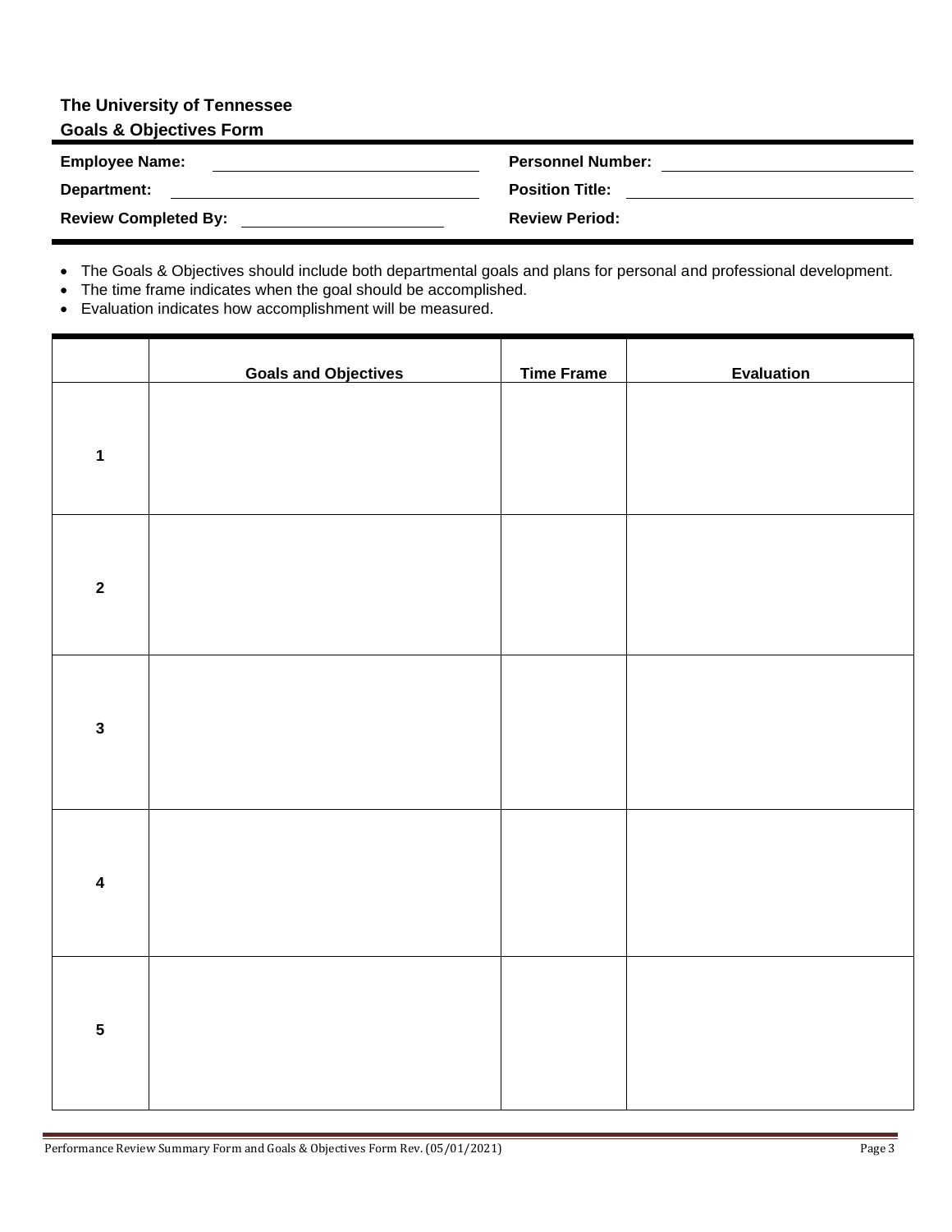**The University of Tennessee**
**Goals & Objectives Form**

**Employee Name:** \_\_\_\_\_\_\_\_\_\_\_\_\_\_\_\_\_\_\_\_ **Personnel Number:** \_\_\_\_\_\_\_\_\_\_\_\_\_\_\_\_\_\_\_\_

**Department:** \_\_\_\_\_\_\_\_\_\_\_\_\_\_\_\_\_\_\_\_ **Position Title:** \_\_\_\_\_\_\_\_\_\_\_\_\_\_\_\_\_\_\_\_

**Review Completed By:** \_\_\_\_\_\_\_\_\_\_\_\_\_\_\_\_\_\_\_\_ **Review Period:**

- The Goals & Objectives should include both departmental goals and plans for personal and professional development.
- The time frame indicates when the goal should be accomplished.
- Evaluation indicates how accomplishment will be measured.

| | Goals and Objectives | Time Frame | Evaluation |
|---|---|---|---|
| **1** | | | |
| **2** | | | |
| **3** | | | |
| **4** | | | |
| **5** | | | |